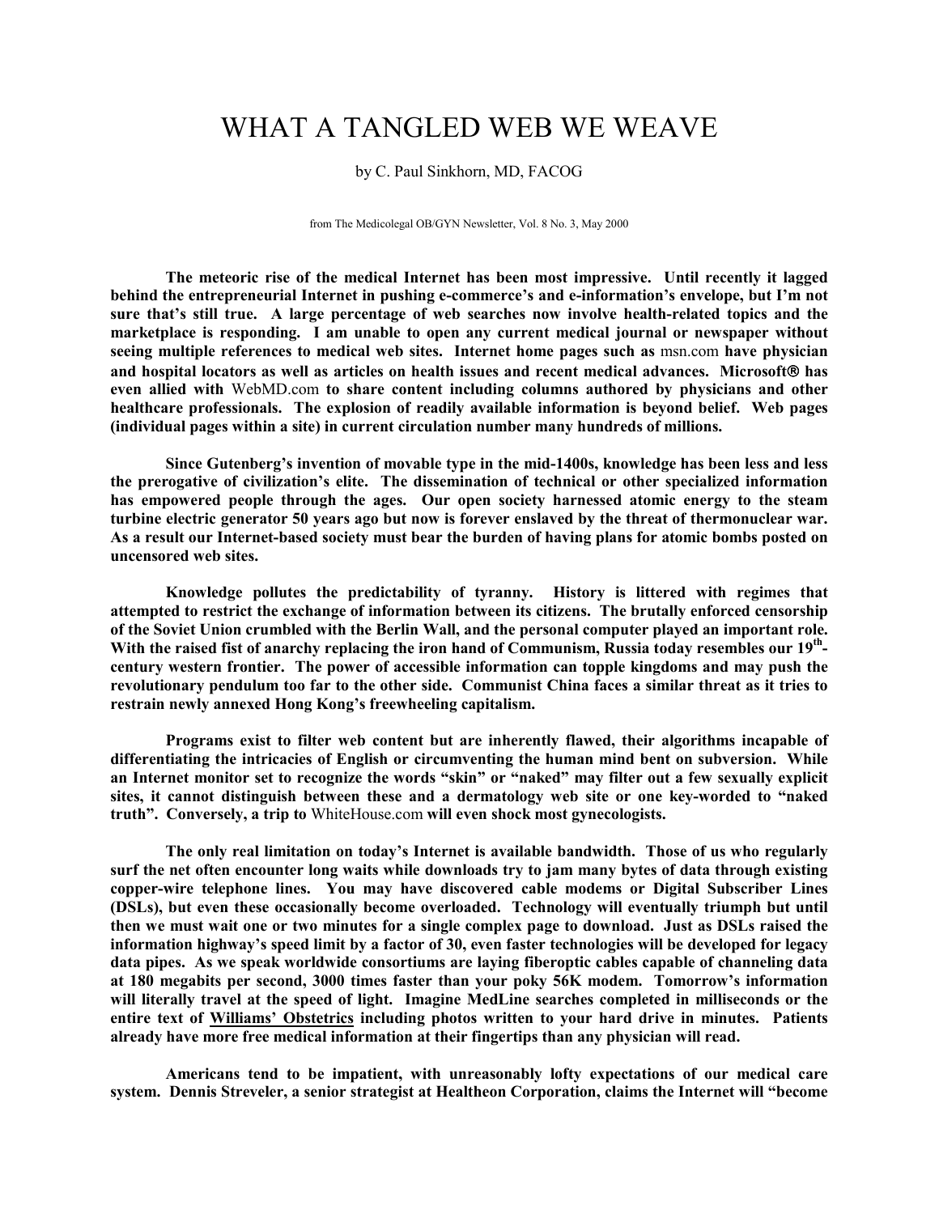# WHAT A TANGLED WEB WE WEAVE

by C. Paul Sinkhorn, MD, FACOG

from The Medicolegal OB/GYN Newsletter, Vol. 8 No. 3, May 2000

**The meteoric rise of the medical Internet has been most impressive. Until recently it lagged behind the entrepreneurial Internet in pushing e-commerce's and e-information's envelope, but I'm not sure that's still true. A large percentage of web searches now involve health-related topics and the marketplace is responding. I am unable to open any current medical journal or newspaper without seeing multiple references to medical web sites. Internet home pages such as** msn.com **have physician and hospital locators as well as articles on health issues and recent medical advances. Microsoft® has even allied with** WebMD.com **to share content including columns authored by physicians and other healthcare professionals. The explosion of readily available information is beyond belief. Web pages (individual pages within a site) in current circulation number many hundreds of millions.**

**Since Gutenberg's invention of movable type in the mid-1400s, knowledge has been less and less the prerogative of civilization's elite. The dissemination of technical or other specialized information has empowered people through the ages. Our open society harnessed atomic energy to the steam turbine electric generator 50 years ago but now is forever enslaved by the threat of thermonuclear war. As a result our Internet-based society must bear the burden of having plans for atomic bombs posted on uncensored web sites.**

**Knowledge pollutes the predictability of tyranny. History is littered with regimes that attempted to restrict the exchange of information between its citizens. The brutally enforced censorship of the Soviet Union crumbled with the Berlin Wall, and the personal computer played an important role. With the raised fist of anarchy replacing the iron hand of Communism, Russia today resembles our 19th-century western frontier. The power of accessible information can topple kingdoms and may push the revolutionary pendulum too far to the other side. Communist China faces a similar threat as it tries to restrain newly annexed Hong Kong's freewheeling capitalism.**

**Programs exist to filter web content but are inherently flawed, their algorithms incapable of differentiating the intricacies of English or circumventing the human mind bent on subversion. While an Internet monitor set to recognize the words "skin" or "naked" may filter out a few sexually explicit sites, it cannot distinguish between these and a dermatology web site or one key-worded to "naked truth". Conversely, a trip to** WhiteHouse.com **will even shock most gynecologists.**

**The only real limitation on today's Internet is available bandwidth. Those of us who regularly surf the net often encounter long waits while downloads try to jam many bytes of data through existing copper-wire telephone lines. You may have discovered cable modems or Digital Subscriber Lines (DSLs), but even these occasionally become overloaded. Technology will eventually triumph but until then we must wait one or two minutes for a single complex page to download. Just as DSLs raised the information highway's speed limit by a factor of 30, even faster technologies will be developed for legacy data pipes. As we speak worldwide consortiums are laying fiberoptic cables capable of channeling data at 180 megabits per second, 3000 times faster than your poky 56K modem. Tomorrow's information will literally travel at the speed of light. Imagine MedLine searches completed in milliseconds or the entire text of Williams' Obstetrics including photos written to your hard drive in minutes. Patients already have more free medical information at their fingertips than any physician will read.**

**Americans tend to be impatient, with unreasonably lofty expectations of our medical care system. Dennis Streveler, a senior strategist at Healtheon Corporation, claims the Internet will "become**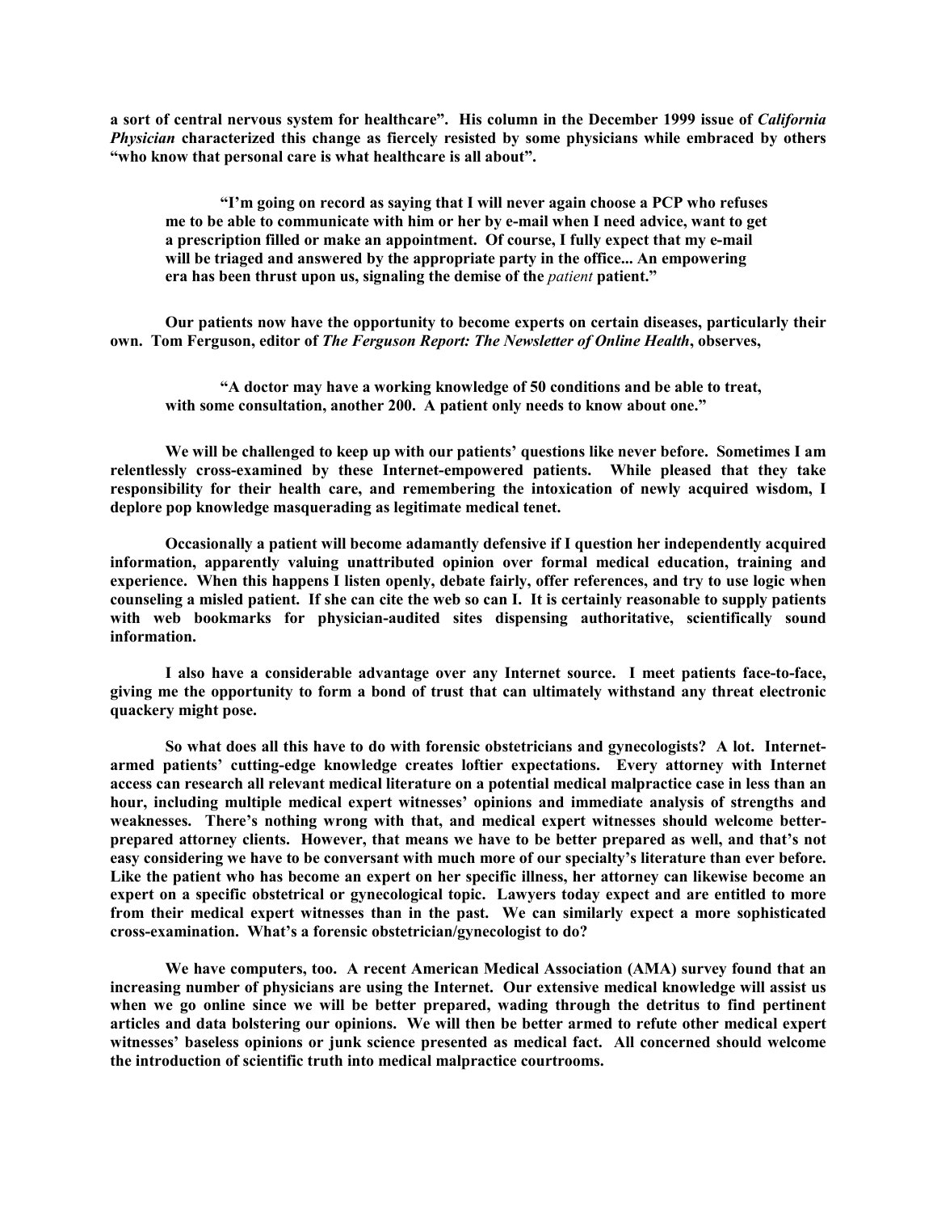**a sort of central nervous system for healthcare". His column in the December 1999 issue of *California Physician* characterized this change as fiercely resisted by some physicians while embraced by others "who know that personal care is what healthcare is all about".**

> **"I'm going on record as saying that I will never again choose a PCP who refuses me to be able to communicate with him or her by e-mail when I need advice, want to get a prescription filled or make an appointment. Of course, I fully expect that my e-mail will be triaged and answered by the appropriate party in the office... An empowering era has been thrust upon us, signaling the demise of the *patient* patient."**

**Our patients now have the opportunity to become experts on certain diseases, particularly their own. Tom Ferguson, editor of *The Ferguson Report: The Newsletter of Online Health*, observes,**

> **"A doctor may have a working knowledge of 50 conditions and be able to treat, with some consultation, another 200. A patient only needs to know about one."**

**We will be challenged to keep up with our patients' questions like never before. Sometimes I am relentlessly cross-examined by these Internet-empowered patients. While pleased that they take responsibility for their health care, and remembering the intoxication of newly acquired wisdom, I deplore pop knowledge masquerading as legitimate medical tenet.**

**Occasionally a patient will become adamantly defensive if I question her independently acquired information, apparently valuing unattributed opinion over formal medical education, training and experience. When this happens I listen openly, debate fairly, offer references, and try to use logic when counseling a misled patient. If she can cite the web so can I. It is certainly reasonable to supply patients with web bookmarks for physician-audited sites dispensing authoritative, scientifically sound information.**

**I also have a considerable advantage over any Internet source. I meet patients face-to-face, giving me the opportunity to form a bond of trust that can ultimately withstand any threat electronic quackery might pose.**

**So what does all this have to do with forensic obstetricians and gynecologists? A lot. Internet-armed patients' cutting-edge knowledge creates loftier expectations. Every attorney with Internet access can research all relevant medical literature on a potential medical malpractice case in less than an hour, including multiple medical expert witnesses' opinions and immediate analysis of strengths and weaknesses. There's nothing wrong with that, and medical expert witnesses should welcome better-prepared attorney clients. However, that means we have to be better prepared as well, and that's not easy considering we have to be conversant with much more of our specialty's literature than ever before. Like the patient who has become an expert on her specific illness, her attorney can likewise become an expert on a specific obstetrical or gynecological topic. Lawyers today expect and are entitled to more from their medical expert witnesses than in the past. We can similarly expect a more sophisticated cross-examination. What's a forensic obstetrician/gynecologist to do?**

**We have computers, too. A recent American Medical Association (AMA) survey found that an increasing number of physicians are using the Internet. Our extensive medical knowledge will assist us when we go online since we will be better prepared, wading through the detritus to find pertinent articles and data bolstering our opinions. We will then be better armed to refute other medical expert witnesses' baseless opinions or junk science presented as medical fact. All concerned should welcome the introduction of scientific truth into medical malpractice courtrooms.**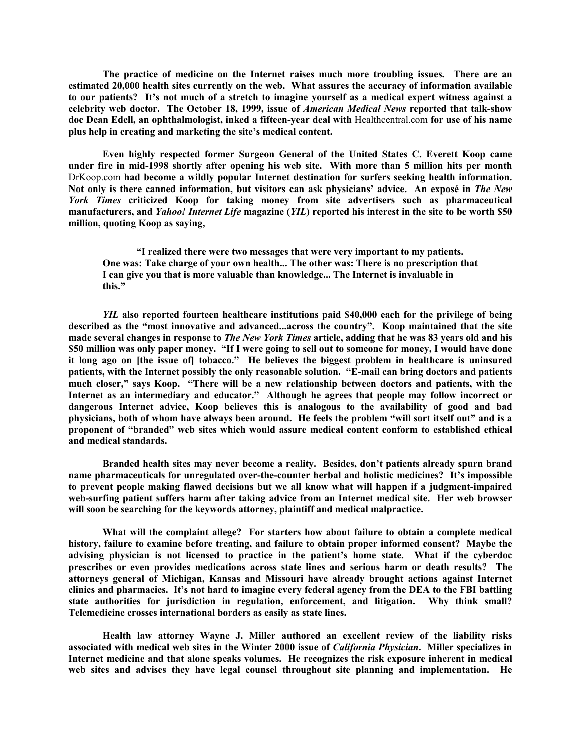**The practice of medicine on the Internet raises much more troubling issues. There are an estimated 20,000 health sites currently on the web. What assures the accuracy of information available to our patients? It's not much of a stretch to imagine yourself as a medical expert witness against a celebrity web doctor. The October 18, 1999, issue of *American Medical News* reported that talk-show doc Dean Edell, an ophthalmologist, inked a fifteen-year deal with** Healthcentral.com **for use of his name plus help in creating and marketing the site's medical content.**

**Even highly respected former Surgeon General of the United States C. Everett Koop came under fire in mid-1998 shortly after opening his web site. With more than 5 million hits per month** DrKoop.com **had become a wildly popular Internet destination for surfers seeking health information. Not only is there canned information, but visitors can ask physicians' advice. An exposé in *The New York Times* criticized Koop for taking money from site advertisers such as pharmaceutical manufacturers, and *Yahoo! Internet Life* magazine (*YIL*) reported his interest in the site to be worth $50 million, quoting Koop as saying,**

> **"I realized there were two messages that were very important to my patients. One was: Take charge of your own health... The other was: There is no prescription that I can give you that is more valuable than knowledge... The Internet is invaluable in this."**

***YIL* also reported fourteen healthcare institutions paid $40,000 each for the privilege of being described as the "most innovative and advanced...across the country". Koop maintained that the site made several changes in response to *The New York Times* article, adding that he was 83 years old and his $50 million was only paper money. "If I were going to sell out to someone for money, I would have done it long ago on [the issue of] tobacco." He believes the biggest problem in healthcare is uninsured patients, with the Internet possibly the only reasonable solution. "E-mail can bring doctors and patients much closer," says Koop. "There will be a new relationship between doctors and patients, with the Internet as an intermediary and educator." Although he agrees that people may follow incorrect or dangerous Internet advice, Koop believes this is analogous to the availability of good and bad physicians, both of whom have always been around. He feels the problem "will sort itself out" and is a proponent of "branded" web sites which would assure medical content conform to established ethical and medical standards.**

**Branded health sites may never become a reality. Besides, don't patients already spurn brand name pharmaceuticals for unregulated over-the-counter herbal and holistic medicines? It's impossible to prevent people making flawed decisions but we all know what will happen if a judgment-impaired web-surfing patient suffers harm after taking advice from an Internet medical site. Her web browser will soon be searching for the keywords attorney, plaintiff and medical malpractice.**

**What will the complaint allege? For starters how about failure to obtain a complete medical history, failure to examine before treating, and failure to obtain proper informed consent? Maybe the advising physician is not licensed to practice in the patient's home state. What if the cyberdoc prescribes or even provides medications across state lines and serious harm or death results? The attorneys general of Michigan, Kansas and Missouri have already brought actions against Internet clinics and pharmacies. It's not hard to imagine every federal agency from the DEA to the FBI battling state authorities for jurisdiction in regulation, enforcement, and litigation. Why think small? Telemedicine crosses international borders as easily as state lines.**

**Health law attorney Wayne J. Miller authored an excellent review of the liability risks associated with medical web sites in the Winter 2000 issue of *California Physician*. Miller specializes in Internet medicine and that alone speaks volumes. He recognizes the risk exposure inherent in medical web sites and advises they have legal counsel throughout site planning and implementation. He**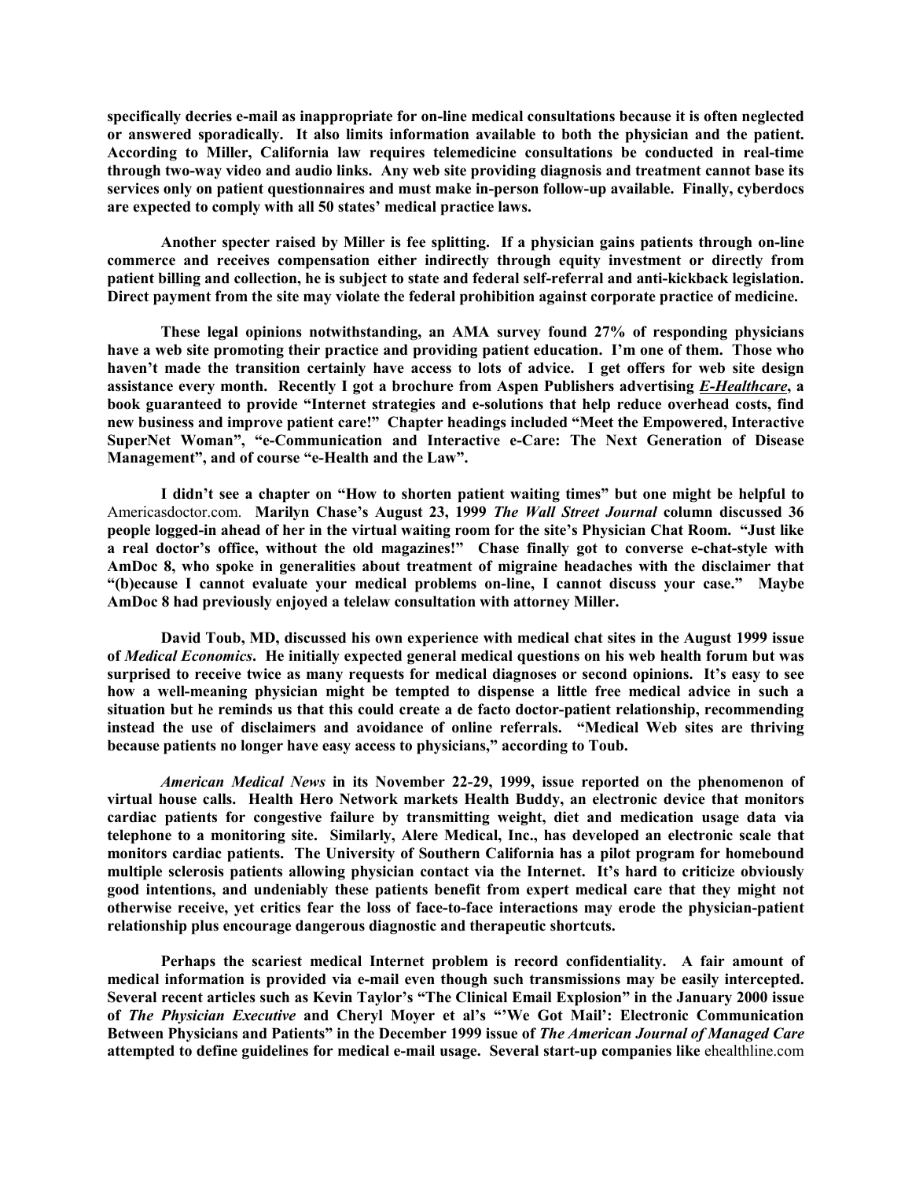**specifically decries e-mail as inappropriate for on-line medical consultations because it is often neglected or answered sporadically. It also limits information available to both the physician and the patient. According to Miller, California law requires telemedicine consultations be conducted in real-time through two-way video and audio links. Any web site providing diagnosis and treatment cannot base its services only on patient questionnaires and must make in-person follow-up available. Finally, cyberdocs are expected to comply with all 50 states' medical practice laws.**

**Another specter raised by Miller is fee splitting. If a physician gains patients through on-line commerce and receives compensation either indirectly through equity investment or directly from patient billing and collection, he is subject to state and federal self-referral and anti-kickback legislation. Direct payment from the site may violate the federal prohibition against corporate practice of medicine.**

**These legal opinions notwithstanding, an AMA survey found 27% of responding physicians have a web site promoting their practice and providing patient education. I'm one of them. Those who haven't made the transition certainly have access to lots of advice. I get offers for web site design assistance every month. Recently I got a brochure from Aspen Publishers advertising *E-Healthcare*, a book guaranteed to provide "Internet strategies and e-solutions that help reduce overhead costs, find new business and improve patient care!" Chapter headings included "Meet the Empowered, Interactive SuperNet Woman", "e-Communication and Interactive e-Care: The Next Generation of Disease Management", and of course "e-Health and the Law".**

**I didn't see a chapter on "How to shorten patient waiting times" but one might be helpful to** Americasdoctor.com. **Marilyn Chase's August 23, 1999 *The Wall Street Journal* column discussed 36 people logged-in ahead of her in the virtual waiting room for the site's Physician Chat Room. "Just like a real doctor's office, without the old magazines!" Chase finally got to converse e-chat-style with AmDoc 8, who spoke in generalities about treatment of migraine headaches with the disclaimer that "(b)ecause I cannot evaluate your medical problems on-line, I cannot discuss your case." Maybe AmDoc 8 had previously enjoyed a telelaw consultation with attorney Miller.**

**David Toub, MD, discussed his own experience with medical chat sites in the August 1999 issue of *Medical Economics*. He initially expected general medical questions on his web health forum but was surprised to receive twice as many requests for medical diagnoses or second opinions. It's easy to see how a well-meaning physician might be tempted to dispense a little free medical advice in such a situation but he reminds us that this could create a de facto doctor-patient relationship, recommending instead the use of disclaimers and avoidance of online referrals. "Medical Web sites are thriving because patients no longer have easy access to physicians," according to Toub.**

***American Medical News* in its November 22-29, 1999, issue reported on the phenomenon of virtual house calls. Health Hero Network markets Health Buddy, an electronic device that monitors cardiac patients for congestive failure by transmitting weight, diet and medication usage data via telephone to a monitoring site. Similarly, Alere Medical, Inc., has developed an electronic scale that monitors cardiac patients. The University of Southern California has a pilot program for homebound multiple sclerosis patients allowing physician contact via the Internet. It's hard to criticize obviously good intentions, and undeniably these patients benefit from expert medical care that they might not otherwise receive, yet critics fear the loss of face-to-face interactions may erode the physician-patient relationship plus encourage dangerous diagnostic and therapeutic shortcuts.**

**Perhaps the scariest medical Internet problem is record confidentiality. A fair amount of medical information is provided via e-mail even though such transmissions may be easily intercepted. Several recent articles such as Kevin Taylor's "The Clinical Email Explosion" in the January 2000 issue of *The Physician Executive* and Cheryl Moyer et al's "'We Got Mail': Electronic Communication Between Physicians and Patients" in the December 1999 issue of *The American Journal of Managed Care* attempted to define guidelines for medical e-mail usage. Several start-up companies like** ehealthline.com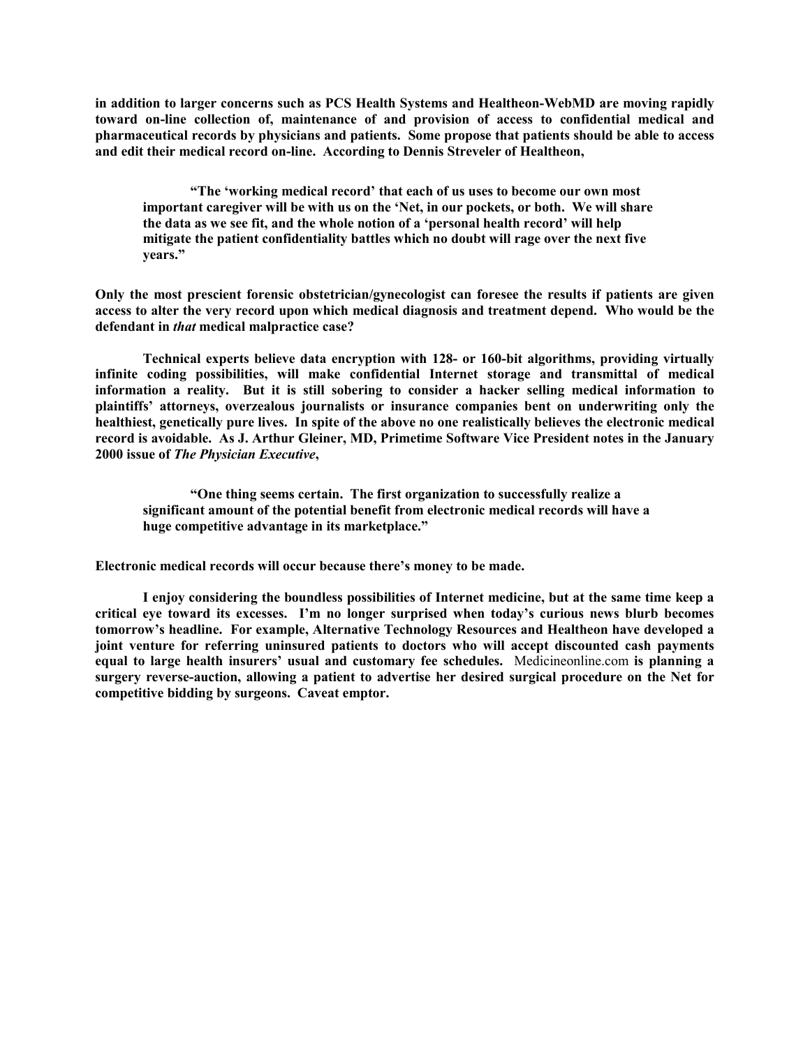**in addition to larger concerns such as PCS Health Systems and Healtheon-WebMD are moving rapidly toward on-line collection of, maintenance of and provision of access to confidential medical and pharmaceutical records by physicians and patients. Some propose that patients should be able to access and edit their medical record on-line. According to Dennis Streveler of Healtheon,**

> **"The 'working medical record' that each of us uses to become our own most important caregiver will be with us on the 'Net, in our pockets, or both. We will share the data as we see fit, and the whole notion of a 'personal health record' will help mitigate the patient confidentiality battles which no doubt will rage over the next five years."**

**Only the most prescient forensic obstetrician/gynecologist can foresee the results if patients are given access to alter the very record upon which medical diagnosis and treatment depend. Who would be the defendant in *that* medical malpractice case?**

**Technical experts believe data encryption with 128- or 160-bit algorithms, providing virtually infinite coding possibilities, will make confidential Internet storage and transmittal of medical information a reality. But it is still sobering to consider a hacker selling medical information to plaintiffs' attorneys, overzealous journalists or insurance companies bent on underwriting only the healthiest, genetically pure lives. In spite of the above no one realistically believes the electronic medical record is avoidable. As J. Arthur Gleiner, MD, Primetime Software Vice President notes in the January 2000 issue of *The Physician Executive*,**

> **"One thing seems certain. The first organization to successfully realize a significant amount of the potential benefit from electronic medical records will have a huge competitive advantage in its marketplace."**

**Electronic medical records will occur because there's money to be made.**

**I enjoy considering the boundless possibilities of Internet medicine, but at the same time keep a critical eye toward its excesses. I'm no longer surprised when today's curious news blurb becomes tomorrow's headline. For example, Alternative Technology Resources and Healtheon have developed a joint venture for referring uninsured patients to doctors who will accept discounted cash payments equal to large health insurers' usual and customary fee schedules.** Medicineonline.com **is planning a surgery reverse-auction, allowing a patient to advertise her desired surgical procedure on the Net for competitive bidding by surgeons. Caveat emptor.**